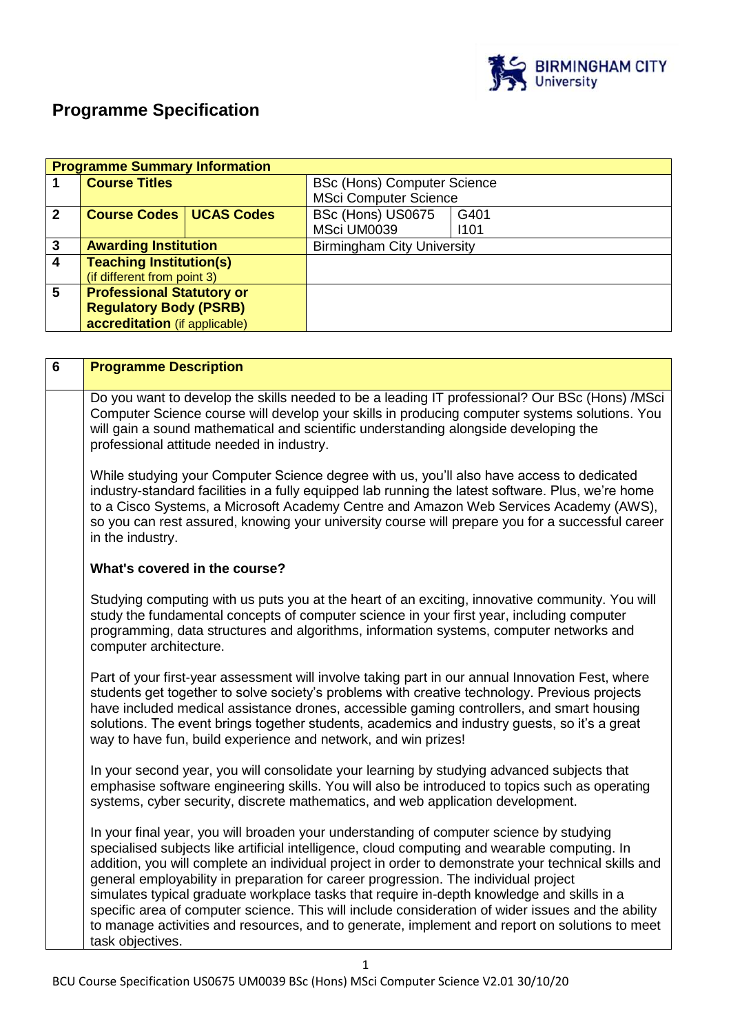# Programme Specification

| Programme Summary Information | | | |
|---|---|---|---|
| **1** | **Course Titles** | BSc (Hons) Computer Science<br>MSci Computer Science | |
| **2** | **Course Codes** / **UCAS Codes** | BSc (Hons) US0675<br>MSci UM0039 | G401<br>I101 |
| **3** | **Awarding Institution** | Birmingham City University | |
| **4** | **Teaching Institution(s)** (if different from point 3) | | |
| **5** | **Professional Statutory or Regulatory Body (PSRB) accreditation** (if applicable) | | |

## 6 Programme Description

Do you want to develop the skills needed to be a leading IT professional? Our BSc (Hons) /MSci Computer Science course will develop your skills in producing computer systems solutions. You will gain a sound mathematical and scientific understanding alongside developing the professional attitude needed in industry.

While studying your Computer Science degree with us, you'll also have access to dedicated industry-standard facilities in a fully equipped lab running the latest software. Plus, we're home to a Cisco Systems, a Microsoft Academy Centre and Amazon Web Services Academy (AWS), so you can rest assured, knowing your university course will prepare you for a successful career in the industry.

**What's covered in the course?**

Studying computing with us puts you at the heart of an exciting, innovative community. You will study the fundamental concepts of computer science in your first year, including computer programming, data structures and algorithms, information systems, computer networks and computer architecture.

Part of your first-year assessment will involve taking part in our annual Innovation Fest, where students get together to solve society's problems with creative technology. Previous projects have included medical assistance drones, accessible gaming controllers, and smart housing solutions. The event brings together students, academics and industry guests, so it's a great way to have fun, build experience and network, and win prizes!

In your second year, you will consolidate your learning by studying advanced subjects that emphasise software engineering skills. You will also be introduced to topics such as operating systems, cyber security, discrete mathematics, and web application development.

In your final year, you will broaden your understanding of computer science by studying specialised subjects like artificial intelligence, cloud computing and wearable computing. In addition, you will complete an individual project in order to demonstrate your technical skills and general employability in preparation for career progression. The individual project simulates typical graduate workplace tasks that require in-depth knowledge and skills in a specific area of computer science. This will include consideration of wider issues and the ability to manage activities and resources, and to generate, implement and report on solutions to meet task objectives.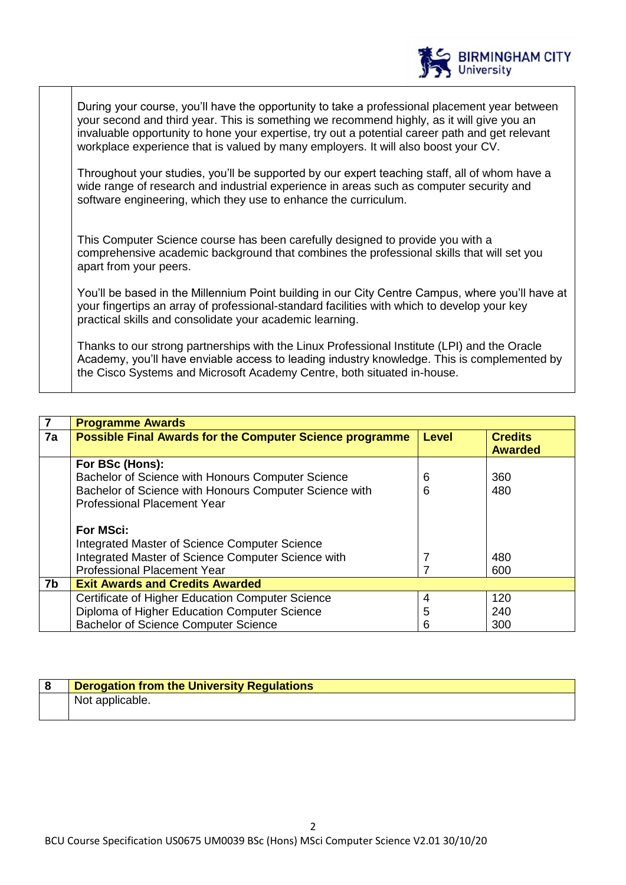During your course, you'll have the opportunity to take a professional placement year between your second and third year. This is something we recommend highly, as it will give you an invaluable opportunity to hone your expertise, try out a potential career path and get relevant workplace experience that is valued by many employers. It will also boost your CV.

Throughout your studies, you'll be supported by our expert teaching staff, all of whom have a wide range of research and industrial experience in areas such as computer security and software engineering, which they use to enhance the curriculum.

This Computer Science course has been carefully designed to provide you with a comprehensive academic background that combines the professional skills that will set you apart from your peers.

You'll be based in the Millennium Point building in our City Centre Campus, where you'll have at your fingertips an array of professional-standard facilities with which to develop your key practical skills and consolidate your academic learning.

Thanks to our strong partnerships with the Linux Professional Institute (LPI) and the Oracle Academy, you'll have enviable access to leading industry knowledge. This is complemented by the Cisco Systems and Microsoft Academy Centre, both situated in-house.

| 7 | **Programme Awards** | | |
|---|---|---|---|
| **7a** | **Possible Final Awards for the Computer Science programme** | **Level** | **Credits Awarded** |
| | **For BSc (Hons):** | | |
| | Bachelor of Science with Honours Computer Science | 6 | 360 |
| | Bachelor of Science with Honours Computer Science with Professional Placement Year | 6 | 480 |
| | **For MSci:** | | |
| | Integrated Master of Science Computer Science | 7 | 480 |
| | Integrated Master of Science Computer Science with Professional Placement Year | 7 | 600 |
| **7b** | **Exit Awards and Credits Awarded** | | |
| | Certificate of Higher Education Computer Science | 4 | 120 |
| | Diploma of Higher Education Computer Science | 5 | 240 |
| | Bachelor of Science Computer Science | 6 | 300 |

| 8 | **Derogation from the University Regulations** |
|---|---|
| | Not applicable. |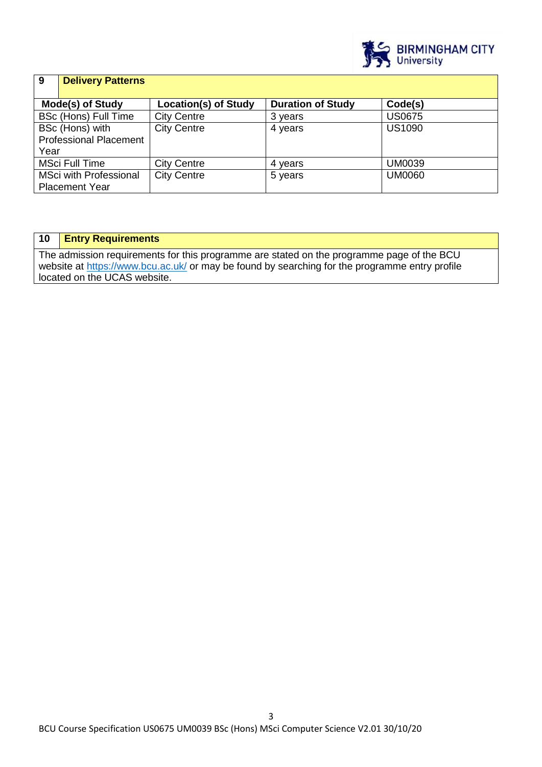## 9 Delivery Patterns

| Mode(s) of Study | Location(s) of Study | Duration of Study | Code(s) |
|---|---|---|---|
| BSc (Hons) Full Time | City Centre | 3 years | US0675 |
| BSc (Hons) with Professional Placement Year | City Centre | 4 years | US1090 |
| MSci Full Time | City Centre | 4 years | UM0039 |
| MSci with Professional Placement Year | City Centre | 5 years | UM0060 |

## 10 Entry Requirements

The admission requirements for this programme are stated on the programme page of the BCU website at https://www.bcu.ac.uk/ or may be found by searching for the programme entry profile located on the UCAS website.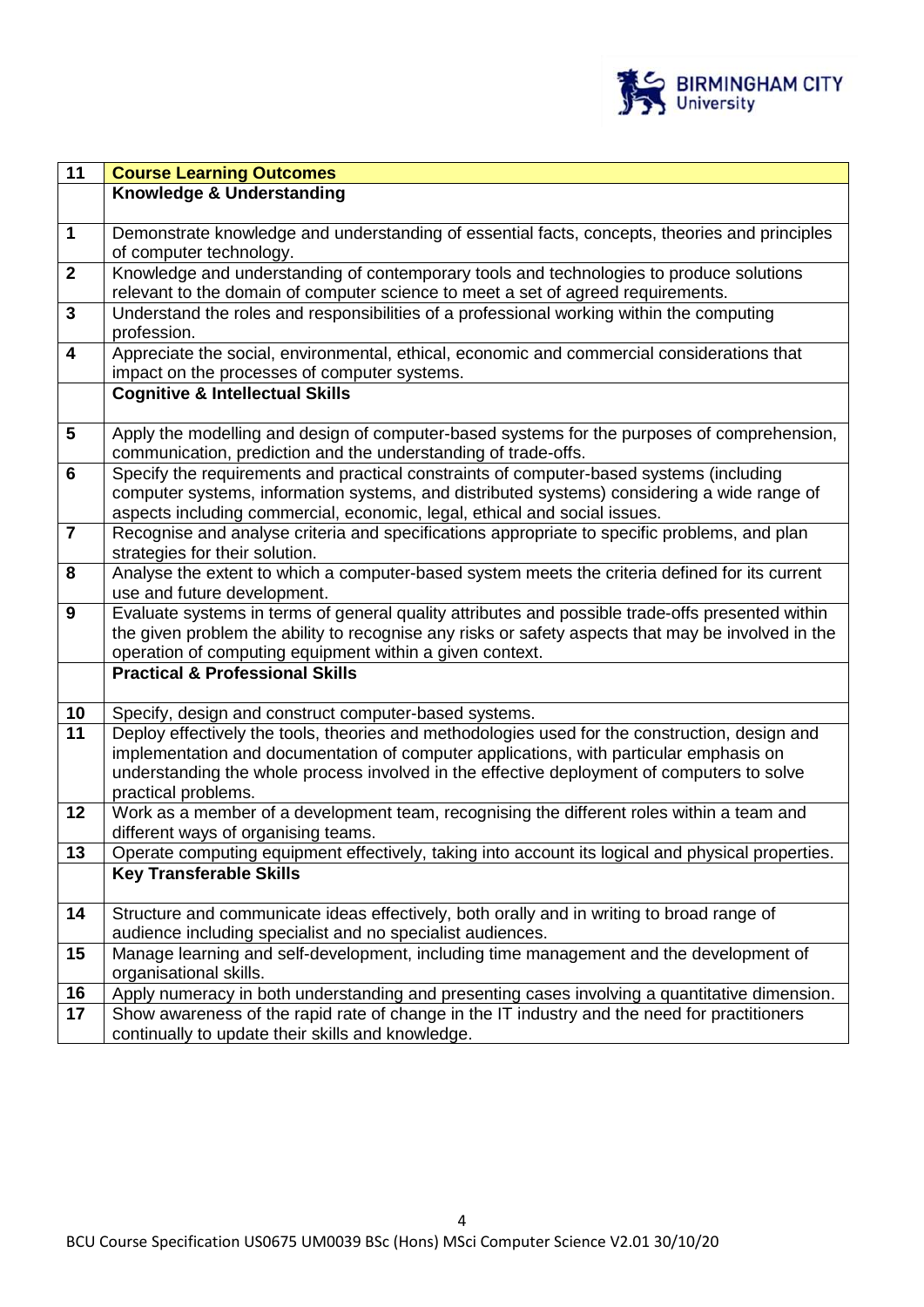| 11 | **Course Learning Outcomes** |
|---|---|
| | **Knowledge & Understanding** |
| 1 | Demonstrate knowledge and understanding of essential facts, concepts, theories and principles of computer technology. |
| 2 | Knowledge and understanding of contemporary tools and technologies to produce solutions relevant to the domain of computer science to meet a set of agreed requirements. |
| 3 | Understand the roles and responsibilities of a professional working within the computing profession. |
| 4 | Appreciate the social, environmental, ethical, economic and commercial considerations that impact on the processes of computer systems. |
| | **Cognitive & Intellectual Skills** |
| 5 | Apply the modelling and design of computer-based systems for the purposes of comprehension, communication, prediction and the understanding of trade-offs. |
| 6 | Specify the requirements and practical constraints of computer-based systems (including computer systems, information systems, and distributed systems) considering a wide range of aspects including commercial, economic, legal, ethical and social issues. |
| 7 | Recognise and analyse criteria and specifications appropriate to specific problems, and plan strategies for their solution. |
| 8 | Analyse the extent to which a computer-based system meets the criteria defined for its current use and future development. |
| 9 | Evaluate systems in terms of general quality attributes and possible trade-offs presented within the given problem the ability to recognise any risks or safety aspects that may be involved in the operation of computing equipment within a given context. |
| | **Practical & Professional Skills** |
| 10 | Specify, design and construct computer-based systems. |
| 11 | Deploy effectively the tools, theories and methodologies used for the construction, design and implementation and documentation of computer applications, with particular emphasis on understanding the whole process involved in the effective deployment of computers to solve practical problems. |
| 12 | Work as a member of a development team, recognising the different roles within a team and different ways of organising teams. |
| 13 | Operate computing equipment effectively, taking into account its logical and physical properties. |
| | **Key Transferable Skills** |
| 14 | Structure and communicate ideas effectively, both orally and in writing to broad range of audience including specialist and no specialist audiences. |
| 15 | Manage learning and self-development, including time management and the development of organisational skills. |
| 16 | Apply numeracy in both understanding and presenting cases involving a quantitative dimension. |
| 17 | Show awareness of the rapid rate of change in the IT industry and the need for practitioners continually to update their skills and knowledge. |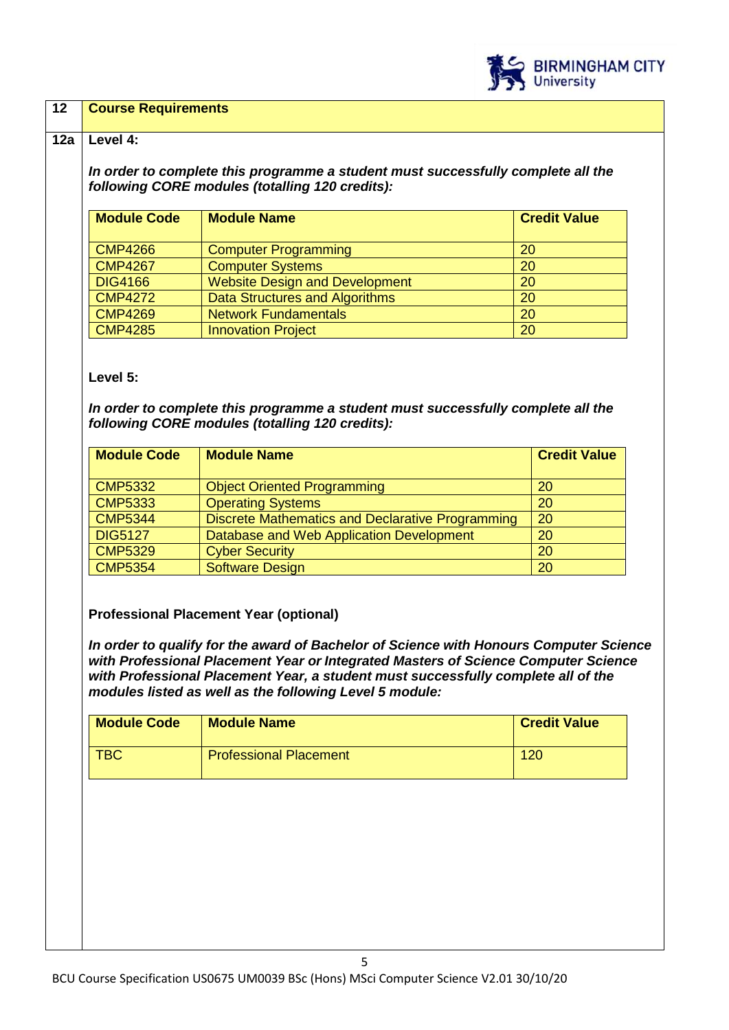## 12 Course Requirements

### 12a Level 4:

***In order to complete this programme a student must successfully complete all the following CORE modules (totalling 120 credits):***

| Module Code | Module Name | Credit Value |
|---|---|---|
| CMP4266 | Computer Programming | 20 |
| CMP4267 | Computer Systems | 20 |
| DIG4166 | Website Design and Development | 20 |
| CMP4272 | Data Structures and Algorithms | 20 |
| CMP4269 | Network Fundamentals | 20 |
| CMP4285 | Innovation Project | 20 |

**Level 5:**

***In order to complete this programme a student must successfully complete all the following CORE modules (totalling 120 credits):***

| Module Code | Module Name | Credit Value |
|---|---|---|
| CMP5332 | Object Oriented Programming | 20 |
| CMP5333 | Operating Systems | 20 |
| CMP5344 | Discrete Mathematics and Declarative Programming | 20 |
| DIG5127 | Database and Web Application Development | 20 |
| CMP5329 | Cyber Security | 20 |
| CMP5354 | Software Design | 20 |

**Professional Placement Year (optional)**

***In order to qualify for the award of Bachelor of Science with Honours Computer Science with Professional Placement Year or Integrated Masters of Science Computer Science with Professional Placement Year, a student must successfully complete all of the modules listed as well as the following Level 5 module:***

| Module Code | Module Name | Credit Value |
|---|---|---|
| TBC | Professional Placement | 120 |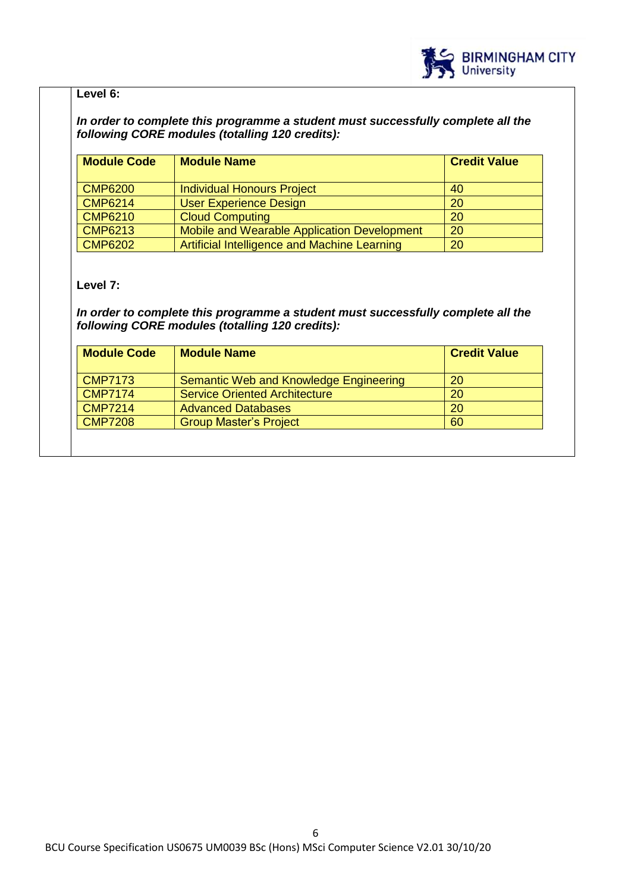**Level 6:**

***In order to complete this programme a student must successfully complete all the following CORE modules (totalling 120 credits):***

| Module Code | Module Name | Credit Value |
|---|---|---|
| CMP6200 | Individual Honours Project | 40 |
| CMP6214 | User Experience Design | 20 |
| CMP6210 | Cloud Computing | 20 |
| CMP6213 | Mobile and Wearable Application Development | 20 |
| CMP6202 | Artificial Intelligence and Machine Learning | 20 |

**Level 7:**

***In order to complete this programme a student must successfully complete all the following CORE modules (totalling 120 credits):***

| Module Code | Module Name | Credit Value |
|---|---|---|
| CMP7173 | Semantic Web and Knowledge Engineering | 20 |
| CMP7174 | Service Oriented Architecture | 20 |
| CMP7214 | Advanced Databases | 20 |
| CMP7208 | Group Master's Project | 60 |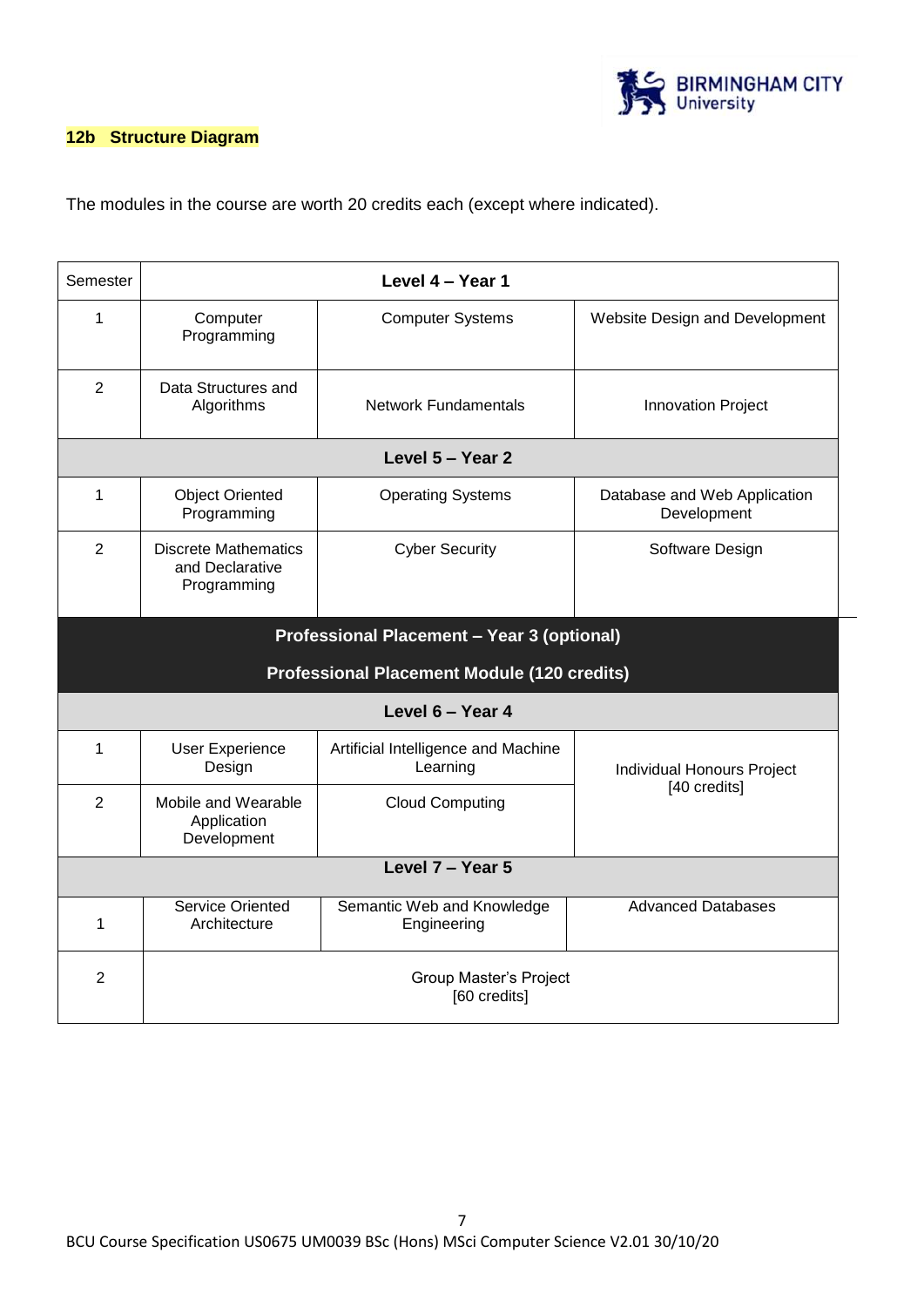## 12b Structure Diagram

The modules in the course are worth 20 credits each (except where indicated).

| Semester | Level 4 – Year 1 | | |
|---|---|---|---|
| 1 | Computer Programming | Computer Systems | Website Design and Development |
| 2 | Data Structures and Algorithms | Network Fundamentals | Innovation Project |
| **Level 5 – Year 2** | | | |
| 1 | Object Oriented Programming | Operating Systems | Database and Web Application Development |
| 2 | Discrete Mathematics and Declarative Programming | Cyber Security | Software Design |
| **Professional Placement – Year 3 (optional)** | | | |
| **Professional Placement Module (120 credits)** | | | |
| **Level 6 – Year 4** | | | |
| 1 | User Experience Design | Artificial Intelligence and Machine Learning | Individual Honours Project [40 credits] |
| 2 | Mobile and Wearable Application Development | Cloud Computing | |
| **Level 7 – Year 5** | | | |
| 1 | Service Oriented Architecture | Semantic Web and Knowledge Engineering | Advanced Databases |
| 2 | Group Master's Project [60 credits] | | |

BCU Course Specification US0675 UM0039 BSc (Hons) MSci Computer Science V2.01 30/10/20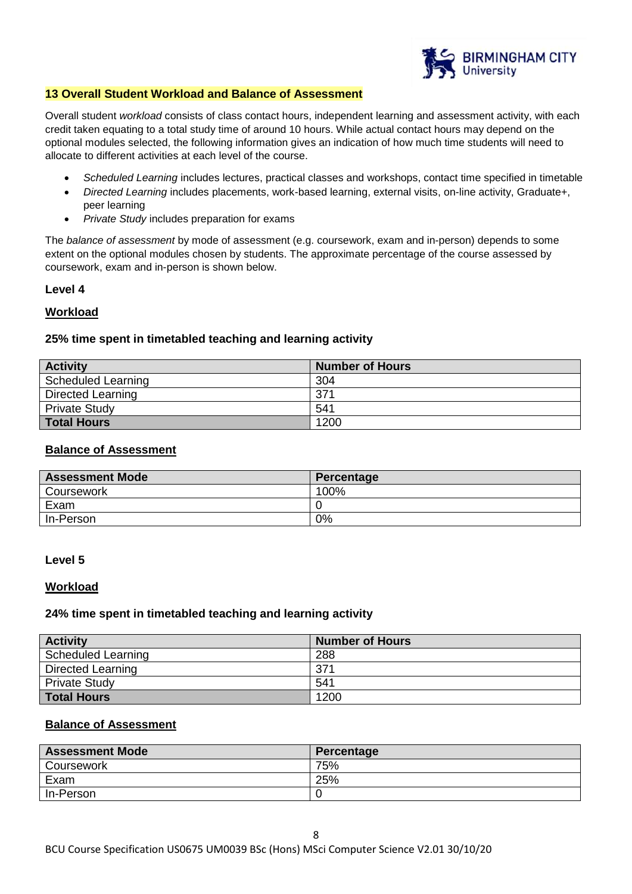## 13 Overall Student Workload and Balance of Assessment

Overall student *workload* consists of class contact hours, independent learning and assessment activity, with each credit taken equating to a total study time of around 10 hours. While actual contact hours may depend on the optional modules selected, the following information gives an indication of how much time students will need to allocate to different activities at each level of the course.

- *Scheduled Learning* includes lectures, practical classes and workshops, contact time specified in timetable
- *Directed Learning* includes placements, work-based learning, external visits, on-line activity, Graduate+, peer learning
- *Private Study* includes preparation for exams

The *balance of assessment* by mode of assessment (e.g. coursework, exam and in-person) depends to some extent on the optional modules chosen by students. The approximate percentage of the course assessed by coursework, exam and in-person is shown below.

### Level 4

**Workload**

**25% time spent in timetabled teaching and learning activity**

| Activity | Number of Hours |
|---|---|
| Scheduled Learning | 304 |
| Directed Learning | 371 |
| Private Study | 541 |
| **Total Hours** | 1200 |

**Balance of Assessment**

| Assessment Mode | Percentage |
|---|---|
| Coursework | 100% |
| Exam | 0 |
| In-Person | 0% |

### Level 5

**Workload**

**24% time spent in timetabled teaching and learning activity**

| Activity | Number of Hours |
|---|---|
| Scheduled Learning | 288 |
| Directed Learning | 371 |
| Private Study | 541 |
| **Total Hours** | 1200 |

**Balance of Assessment**

| Assessment Mode | Percentage |
|---|---|
| Coursework | 75% |
| Exam | 25% |
| In-Person | 0 |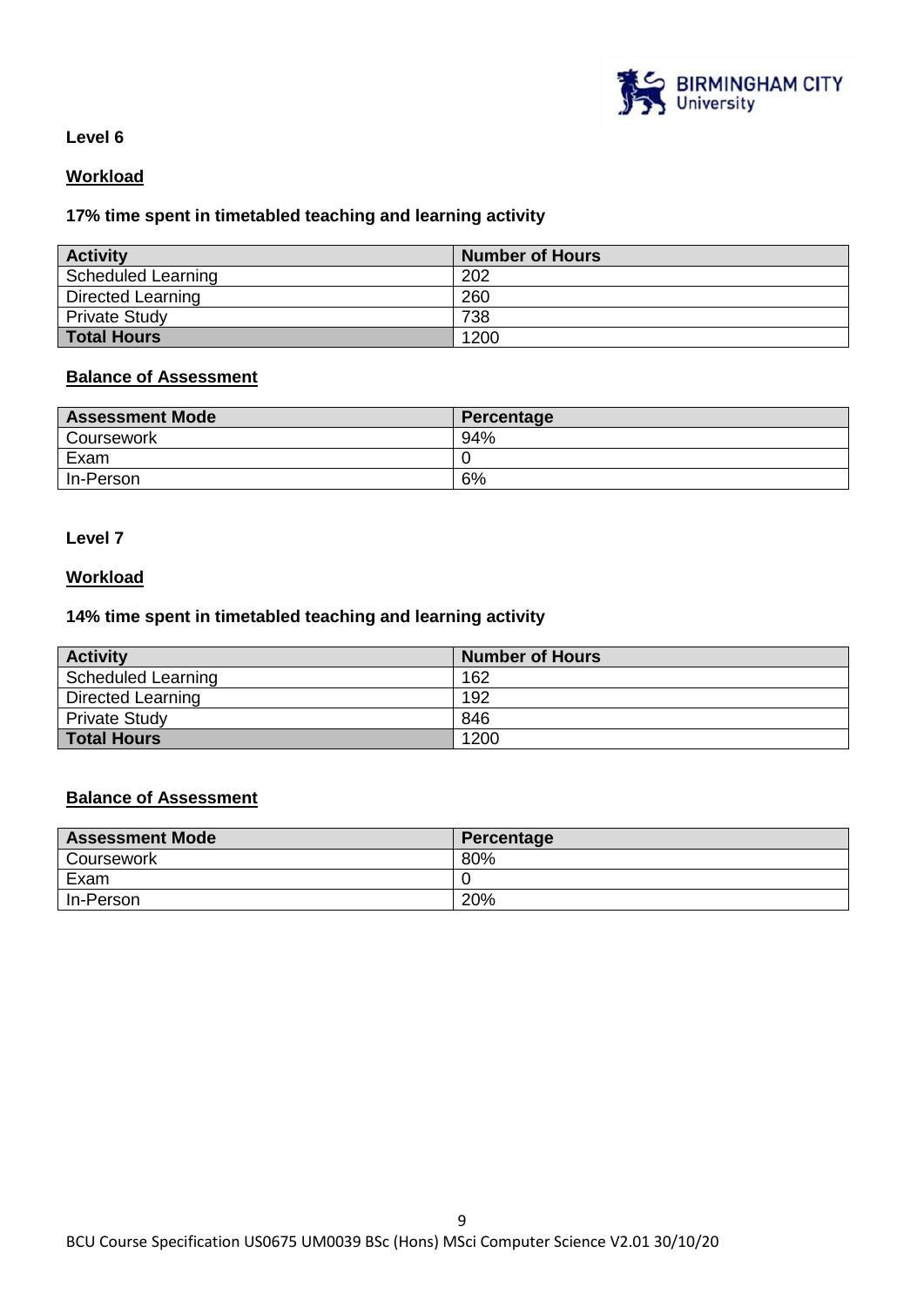**Level 6**

**Workload**

**17% time spent in timetabled teaching and learning activity**

| Activity | Number of Hours |
|---|---|
| Scheduled Learning | 202 |
| Directed Learning | 260 |
| Private Study | 738 |
| **Total Hours** | 1200 |

**Balance of Assessment**

| Assessment Mode | Percentage |
|---|---|
| Coursework | 94% |
| Exam | 0 |
| In-Person | 6% |

**Level 7**

**Workload**

**14% time spent in timetabled teaching and learning activity**

| Activity | Number of Hours |
|---|---|
| Scheduled Learning | 162 |
| Directed Learning | 192 |
| Private Study | 846 |
| **Total Hours** | 1200 |

**Balance of Assessment**

| Assessment Mode | Percentage |
|---|---|
| Coursework | 80% |
| Exam | 0 |
| In-Person | 20% |